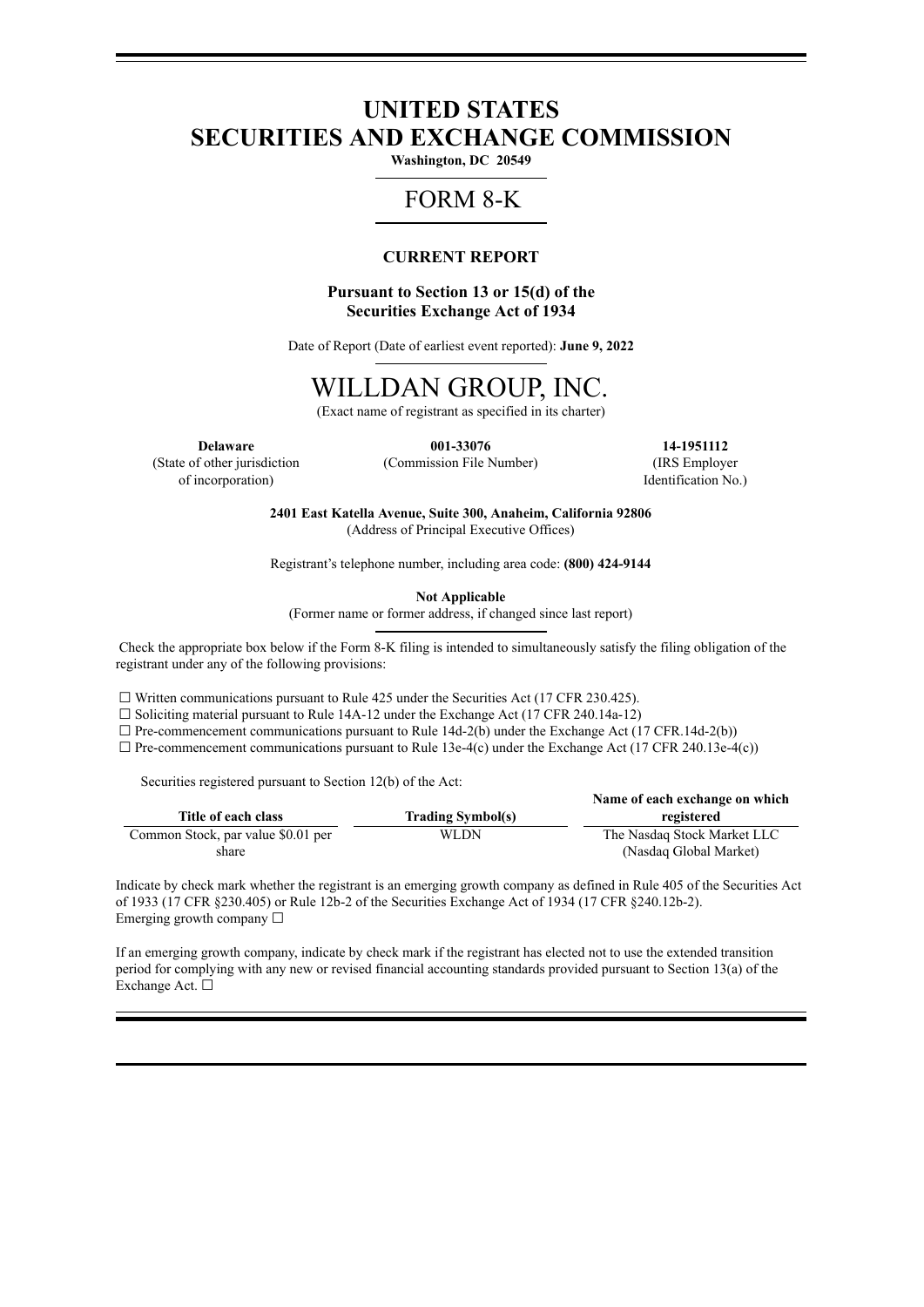# UNITED STATES
# SECURITIES AND EXCHANGE COMMISSION

**Washington, DC 20549**

# FORM 8-K

**CURRENT REPORT**

**Pursuant to Section 13 or 15(d) of the Securities Exchange Act of 1934**

Date of Report (Date of earliest event reported): **June 9, 2022**

# WILLDAN GROUP, INC.

(Exact name of registrant as specified in its charter)

| **Delaware** | **001-33076** | **14-1951112** |
|---|---|---|
| (State of other jurisdiction of incorporation) | (Commission File Number) | (IRS Employer Identification No.) |

**2401 East Katella Avenue, Suite 300, Anaheim, California 92806**
(Address of Principal Executive Offices)

Registrant's telephone number, including area code: **(800) 424-9144**

**Not Applicable**
(Former name or former address, if changed since last report)

Check the appropriate box below if the Form 8-K filing is intended to simultaneously satisfy the filing obligation of the registrant under any of the following provisions:

☐ Written communications pursuant to Rule 425 under the Securities Act (17 CFR 230.425).
☐ Soliciting material pursuant to Rule 14A-12 under the Exchange Act (17 CFR 240.14a-12)
☐ Pre-commencement communications pursuant to Rule 14d-2(b) under the Exchange Act (17 CFR.14d-2(b))
☐ Pre-commencement communications pursuant to Rule 13e-4(c) under the Exchange Act (17 CFR 240.13e-4(c))

Securities registered pursuant to Section 12(b) of the Act:

| Title of each class | Trading Symbol(s) | Name of each exchange on which registered |
|---|---|---|
| Common Stock, par value $0.01 per share | WLDN | The Nasdaq Stock Market LLC (Nasdaq Global Market) |

Indicate by check mark whether the registrant is an emerging growth company as defined in Rule 405 of the Securities Act of 1933 (17 CFR §230.405) or Rule 12b-2 of the Securities Exchange Act of 1934 (17 CFR §240.12b-2).
Emerging growth company ☐

If an emerging growth company, indicate by check mark if the registrant has elected not to use the extended transition period for complying with any new or revised financial accounting standards provided pursuant to Section 13(a) of the Exchange Act. ☐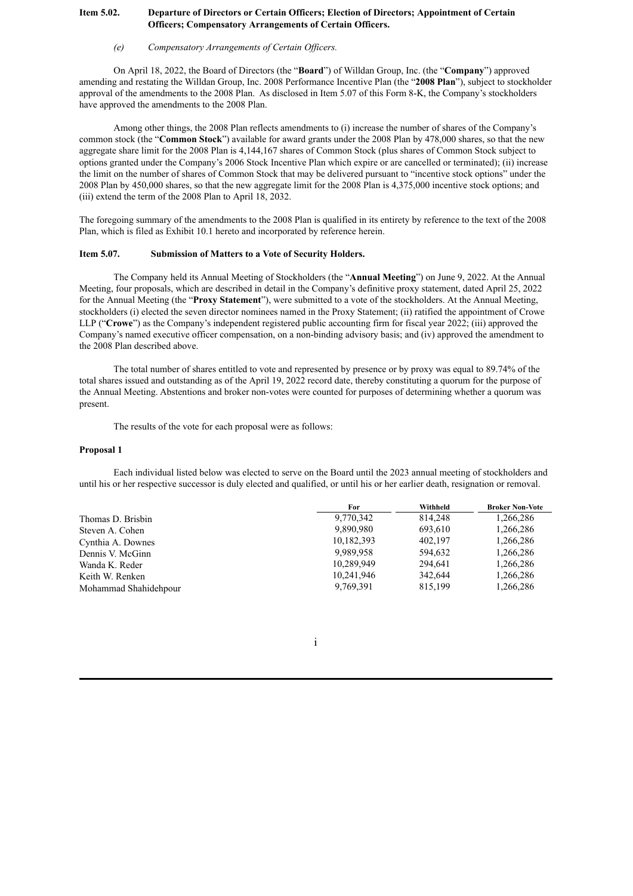**Item 5.02. Departure of Directors or Certain Officers; Election of Directors; Appointment of Certain Officers; Compensatory Arrangements of Certain Officers.**

*(e) Compensatory Arrangements of Certain Officers.*

On April 18, 2022, the Board of Directors (the "**Board**") of Willdan Group, Inc. (the "**Company**") approved amending and restating the Willdan Group, Inc. 2008 Performance Incentive Plan (the "**2008 Plan**"), subject to stockholder approval of the amendments to the 2008 Plan. As disclosed in Item 5.07 of this Form 8-K, the Company's stockholders have approved the amendments to the 2008 Plan.

Among other things, the 2008 Plan reflects amendments to (i) increase the number of shares of the Company's common stock (the "**Common Stock**") available for award grants under the 2008 Plan by 478,000 shares, so that the new aggregate share limit for the 2008 Plan is 4,144,167 shares of Common Stock (plus shares of Common Stock subject to options granted under the Company's 2006 Stock Incentive Plan which expire or are cancelled or terminated); (ii) increase the limit on the number of shares of Common Stock that may be delivered pursuant to "incentive stock options" under the 2008 Plan by 450,000 shares, so that the new aggregate limit for the 2008 Plan is 4,375,000 incentive stock options; and (iii) extend the term of the 2008 Plan to April 18, 2032.

The foregoing summary of the amendments to the 2008 Plan is qualified in its entirety by reference to the text of the 2008 Plan, which is filed as Exhibit 10.1 hereto and incorporated by reference herein.

**Item 5.07. Submission of Matters to a Vote of Security Holders.**

The Company held its Annual Meeting of Stockholders (the "**Annual Meeting**") on June 9, 2022. At the Annual Meeting, four proposals, which are described in detail in the Company's definitive proxy statement, dated April 25, 2022 for the Annual Meeting (the "**Proxy Statement**"), were submitted to a vote of the stockholders. At the Annual Meeting, stockholders (i) elected the seven director nominees named in the Proxy Statement; (ii) ratified the appointment of Crowe LLP ("**Crowe**") as the Company's independent registered public accounting firm for fiscal year 2022; (iii) approved the Company's named executive officer compensation, on a non-binding advisory basis; and (iv) approved the amendment to the 2008 Plan described above.

The total number of shares entitled to vote and represented by presence or by proxy was equal to 89.74% of the total shares issued and outstanding as of the April 19, 2022 record date, thereby constituting a quorum for the purpose of the Annual Meeting. Abstentions and broker non-votes were counted for purposes of determining whether a quorum was present.

The results of the vote for each proposal were as follows:

**Proposal 1**

Each individual listed below was elected to serve on the Board until the 2023 annual meeting of stockholders and until his or her respective successor is duly elected and qualified, or until his or her earlier death, resignation or removal.

| | For | Withheld | Broker Non-Vote |
|---|---|---|---|
| Thomas D. Brisbin | 9,770,342 | 814,248 | 1,266,286 |
| Steven A. Cohen | 9,890,980 | 693,610 | 1,266,286 |
| Cynthia A. Downes | 10,182,393 | 402,197 | 1,266,286 |
| Dennis V. McGinn | 9,989,958 | 594,632 | 1,266,286 |
| Wanda K. Reder | 10,289,949 | 294,641 | 1,266,286 |
| Keith W. Renken | 10,241,946 | 342,644 | 1,266,286 |
| Mohammad Shahidehpour | 9,769,391 | 815,199 | 1,266,286 |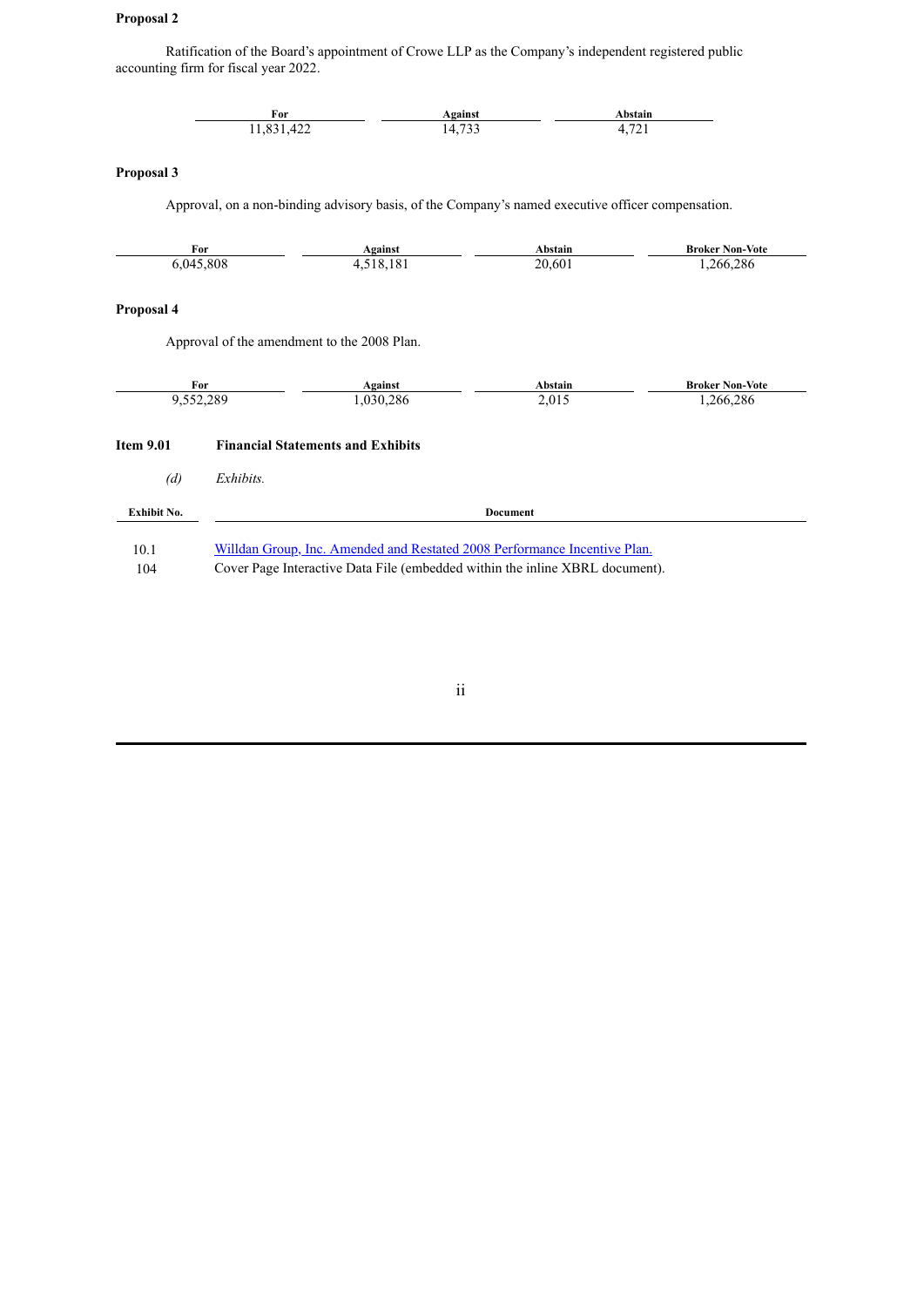**Proposal 2**

Ratification of the Board's appointment of Crowe LLP as the Company's independent registered public accounting firm for fiscal year 2022.

| For | Against | Abstain |
| --- | --- | --- |
| 11,831,422 | 14,733 | 4,721 |

**Proposal 3**

Approval, on a non-binding advisory basis, of the Company's named executive officer compensation.

| For | Against | Abstain | Broker Non-Vote |
| --- | --- | --- | --- |
| 6,045,808 | 4,518,181 | 20,601 | 1,266,286 |

**Proposal 4**

Approval of the amendment to the 2008 Plan.

| For | Against | Abstain | Broker Non-Vote |
| --- | --- | --- | --- |
| 9,552,289 | 1,030,286 | 2,015 | 1,266,286 |

**Item 9.01 Financial Statements and Exhibits**

*(d) Exhibits.*

| Exhibit No. | Document |
| --- | --- |
| 10.1 | Willdan Group, Inc. Amended and Restated 2008 Performance Incentive Plan. |
| 104 | Cover Page Interactive Data File (embedded within the inline XBRL document). |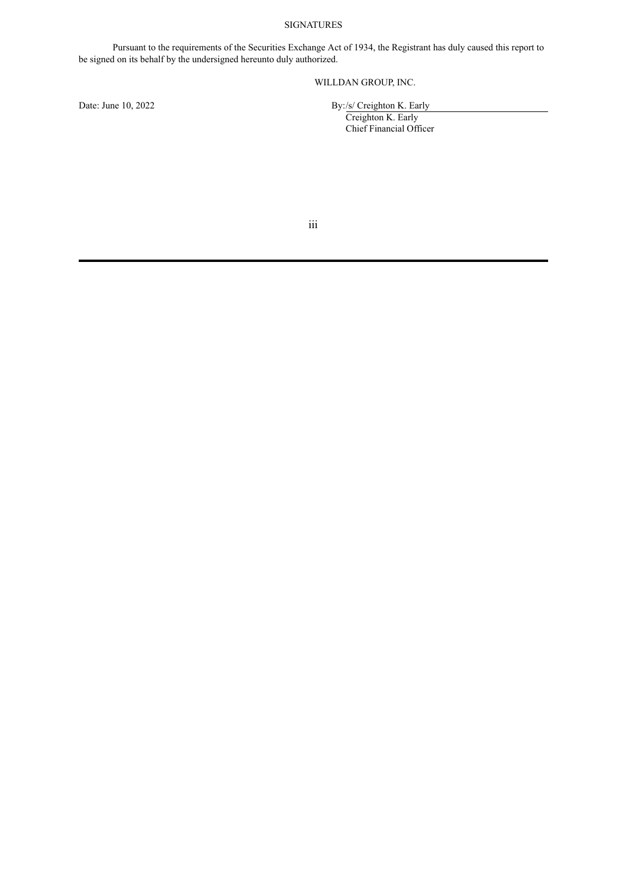SIGNATURES

Pursuant to the requirements of the Securities Exchange Act of 1934, the Registrant has duly caused this report to be signed on its behalf by the undersigned hereunto duly authorized.

WILLDAN GROUP, INC.

Date: June 10, 2022

By: /s/ Creighton K. Early
Creighton K. Early
Chief Financial Officer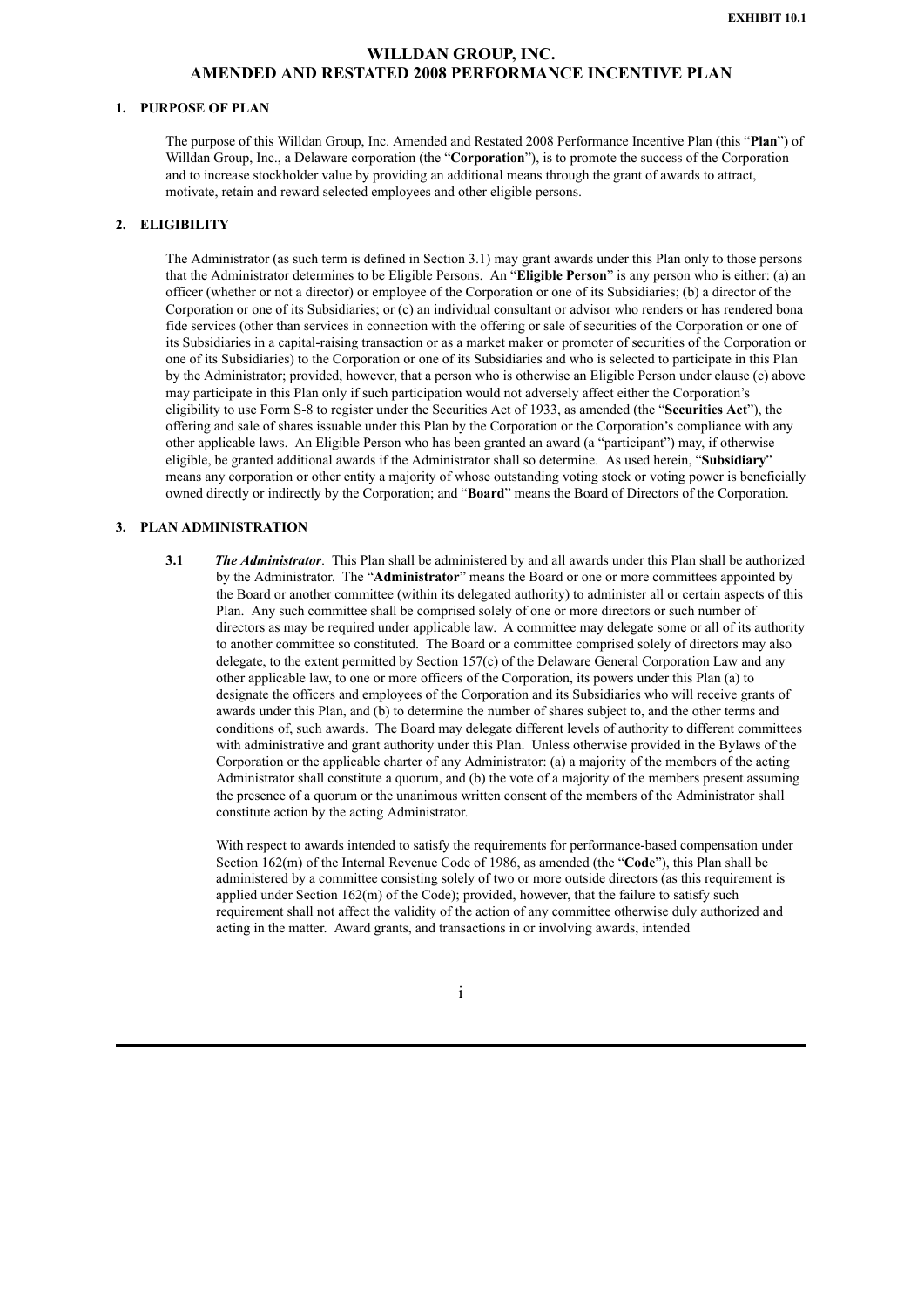# WILLDAN GROUP, INC.
# AMENDED AND RESTATED 2008 PERFORMANCE INCENTIVE PLAN

## 1. PURPOSE OF PLAN

The purpose of this Willdan Group, Inc. Amended and Restated 2008 Performance Incentive Plan (this "**Plan**") of Willdan Group, Inc., a Delaware corporation (the "**Corporation**"), is to promote the success of the Corporation and to increase stockholder value by providing an additional means through the grant of awards to attract, motivate, retain and reward selected employees and other eligible persons.

## 2. ELIGIBILITY

The Administrator (as such term is defined in Section 3.1) may grant awards under this Plan only to those persons that the Administrator determines to be Eligible Persons. An "**Eligible Person**" is any person who is either: (a) an officer (whether or not a director) or employee of the Corporation or one of its Subsidiaries; (b) a director of the Corporation or one of its Subsidiaries; or (c) an individual consultant or advisor who renders or has rendered bona fide services (other than services in connection with the offering or sale of securities of the Corporation or one of its Subsidiaries in a capital-raising transaction or as a market maker or promoter of securities of the Corporation or one of its Subsidiaries) to the Corporation or one of its Subsidiaries and who is selected to participate in this Plan by the Administrator; provided, however, that a person who is otherwise an Eligible Person under clause (c) above may participate in this Plan only if such participation would not adversely affect either the Corporation's eligibility to use Form S-8 to register under the Securities Act of 1933, as amended (the "**Securities Act**"), the offering and sale of shares issuable under this Plan by the Corporation or the Corporation's compliance with any other applicable laws. An Eligible Person who has been granted an award (a "participant") may, if otherwise eligible, be granted additional awards if the Administrator shall so determine. As used herein, "**Subsidiary**" means any corporation or other entity a majority of whose outstanding voting stock or voting power is beneficially owned directly or indirectly by the Corporation; and "**Board**" means the Board of Directors of the Corporation.

## 3. PLAN ADMINISTRATION

**3.1** ***The Administrator***. This Plan shall be administered by and all awards under this Plan shall be authorized by the Administrator. The "**Administrator**" means the Board or one or more committees appointed by the Board or another committee (within its delegated authority) to administer all or certain aspects of this Plan. Any such committee shall be comprised solely of one or more directors or such number of directors as may be required under applicable law. A committee may delegate some or all of its authority to another committee so constituted. The Board or a committee comprised solely of directors may also delegate, to the extent permitted by Section 157(c) of the Delaware General Corporation Law and any other applicable law, to one or more officers of the Corporation, its powers under this Plan (a) to designate the officers and employees of the Corporation and its Subsidiaries who will receive grants of awards under this Plan, and (b) to determine the number of shares subject to, and the other terms and conditions of, such awards. The Board may delegate different levels of authority to different committees with administrative and grant authority under this Plan. Unless otherwise provided in the Bylaws of the Corporation or the applicable charter of any Administrator: (a) a majority of the members of the acting Administrator shall constitute a quorum, and (b) the vote of a majority of the members present assuming the presence of a quorum or the unanimous written consent of the members of the Administrator shall constitute action by the acting Administrator.

With respect to awards intended to satisfy the requirements for performance-based compensation under Section 162(m) of the Internal Revenue Code of 1986, as amended (the "**Code**"), this Plan shall be administered by a committee consisting solely of two or more outside directors (as this requirement is applied under Section 162(m) of the Code); provided, however, that the failure to satisfy such requirement shall not affect the validity of the action of any committee otherwise duly authorized and acting in the matter. Award grants, and transactions in or involving awards, intended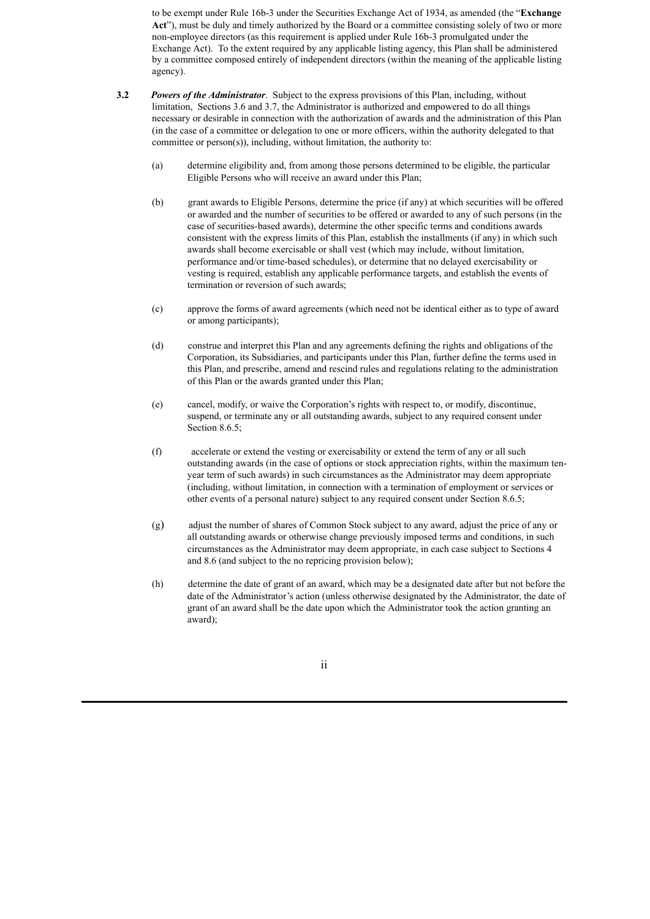to be exempt under Rule 16b-3 under the Securities Exchange Act of 1934, as amended (the "**Exchange Act**"), must be duly and timely authorized by the Board or a committee consisting solely of two or more non-employee directors (as this requirement is applied under Rule 16b-3 promulgated under the Exchange Act). To the extent required by any applicable listing agency, this Plan shall be administered by a committee composed entirely of independent directors (within the meaning of the applicable listing agency).

**3.2** ***Powers of the Administrator***. Subject to the express provisions of this Plan, including, without limitation, Sections 3.6 and 3.7, the Administrator is authorized and empowered to do all things necessary or desirable in connection with the authorization of awards and the administration of this Plan (in the case of a committee or delegation to one or more officers, within the authority delegated to that committee or person(s)), including, without limitation, the authority to:

(a) determine eligibility and, from among those persons determined to be eligible, the particular Eligible Persons who will receive an award under this Plan;

(b) grant awards to Eligible Persons, determine the price (if any) at which securities will be offered or awarded and the number of securities to be offered or awarded to any of such persons (in the case of securities-based awards), determine the other specific terms and conditions awards consistent with the express limits of this Plan, establish the installments (if any) in which such awards shall become exercisable or shall vest (which may include, without limitation, performance and/or time-based schedules), or determine that no delayed exercisability or vesting is required, establish any applicable performance targets, and establish the events of termination or reversion of such awards;

(c) approve the forms of award agreements (which need not be identical either as to type of award or among participants);

(d) construe and interpret this Plan and any agreements defining the rights and obligations of the Corporation, its Subsidiaries, and participants under this Plan, further define the terms used in this Plan, and prescribe, amend and rescind rules and regulations relating to the administration of this Plan or the awards granted under this Plan;

(e) cancel, modify, or waive the Corporation's rights with respect to, or modify, discontinue, suspend, or terminate any or all outstanding awards, subject to any required consent under Section 8.6.5;

(f) accelerate or extend the vesting or exercisability or extend the term of any or all such outstanding awards (in the case of options or stock appreciation rights, within the maximum ten-year term of such awards) in such circumstances as the Administrator may deem appropriate (including, without limitation, in connection with a termination of employment or services or other events of a personal nature) subject to any required consent under Section 8.6.5;

(g) adjust the number of shares of Common Stock subject to any award, adjust the price of any or all outstanding awards or otherwise change previously imposed terms and conditions, in such circumstances as the Administrator may deem appropriate, in each case subject to Sections 4 and 8.6 (and subject to the no repricing provision below);

(h) determine the date of grant of an award, which may be a designated date after but not before the date of the Administrator's action (unless otherwise designated by the Administrator, the date of grant of an award shall be the date upon which the Administrator took the action granting an award);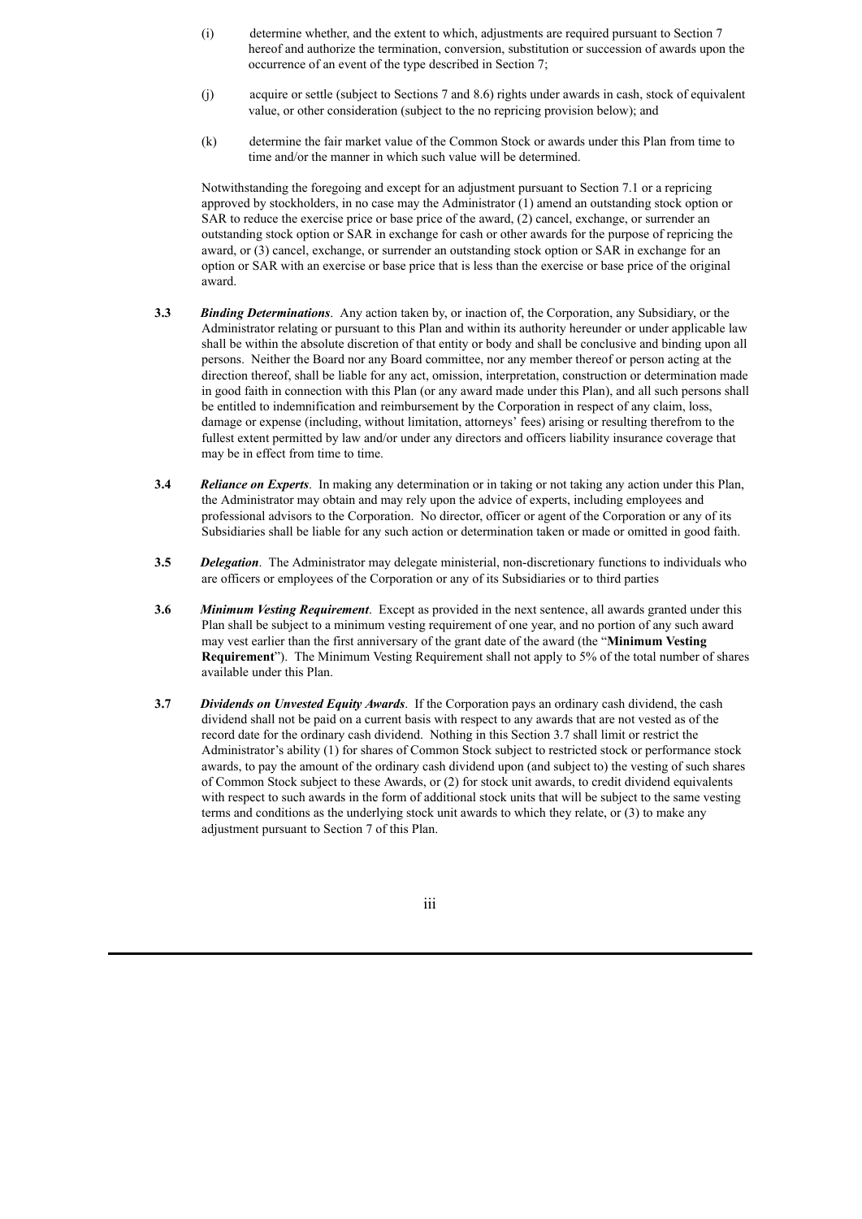(i) determine whether, and the extent to which, adjustments are required pursuant to Section 7 hereof and authorize the termination, conversion, substitution or succession of awards upon the occurrence of an event of the type described in Section 7;

(j) acquire or settle (subject to Sections 7 and 8.6) rights under awards in cash, stock of equivalent value, or other consideration (subject to the no repricing provision below); and

(k) determine the fair market value of the Common Stock or awards under this Plan from time to time and/or the manner in which such value will be determined.

Notwithstanding the foregoing and except for an adjustment pursuant to Section 7.1 or a repricing approved by stockholders, in no case may the Administrator (1) amend an outstanding stock option or SAR to reduce the exercise price or base price of the award, (2) cancel, exchange, or surrender an outstanding stock option or SAR in exchange for cash or other awards for the purpose of repricing the award, or (3) cancel, exchange, or surrender an outstanding stock option or SAR in exchange for an option or SAR with an exercise or base price that is less than the exercise or base price of the original award.

**3.3** ***Binding Determinations***. Any action taken by, or inaction of, the Corporation, any Subsidiary, or the Administrator relating or pursuant to this Plan and within its authority hereunder or under applicable law shall be within the absolute discretion of that entity or body and shall be conclusive and binding upon all persons. Neither the Board nor any Board committee, nor any member thereof or person acting at the direction thereof, shall be liable for any act, omission, interpretation, construction or determination made in good faith in connection with this Plan (or any award made under this Plan), and all such persons shall be entitled to indemnification and reimbursement by the Corporation in respect of any claim, loss, damage or expense (including, without limitation, attorneys' fees) arising or resulting therefrom to the fullest extent permitted by law and/or under any directors and officers liability insurance coverage that may be in effect from time to time.

**3.4** ***Reliance on Experts***. In making any determination or in taking or not taking any action under this Plan, the Administrator may obtain and may rely upon the advice of experts, including employees and professional advisors to the Corporation. No director, officer or agent of the Corporation or any of its Subsidiaries shall be liable for any such action or determination taken or made or omitted in good faith.

**3.5** ***Delegation***. The Administrator may delegate ministerial, non-discretionary functions to individuals who are officers or employees of the Corporation or any of its Subsidiaries or to third parties

**3.6** ***Minimum Vesting Requirement***. Except as provided in the next sentence, all awards granted under this Plan shall be subject to a minimum vesting requirement of one year, and no portion of any such award may vest earlier than the first anniversary of the grant date of the award (the "**Minimum Vesting Requirement**"). The Minimum Vesting Requirement shall not apply to 5% of the total number of shares available under this Plan.

**3.7** ***Dividends on Unvested Equity Awards***. If the Corporation pays an ordinary cash dividend, the cash dividend shall not be paid on a current basis with respect to any awards that are not vested as of the record date for the ordinary cash dividend. Nothing in this Section 3.7 shall limit or restrict the Administrator's ability (1) for shares of Common Stock subject to restricted stock or performance stock awards, to pay the amount of the ordinary cash dividend upon (and subject to) the vesting of such shares of Common Stock subject to these Awards, or (2) for stock unit awards, to credit dividend equivalents with respect to such awards in the form of additional stock units that will be subject to the same vesting terms and conditions as the underlying stock unit awards to which they relate, or (3) to make any adjustment pursuant to Section 7 of this Plan.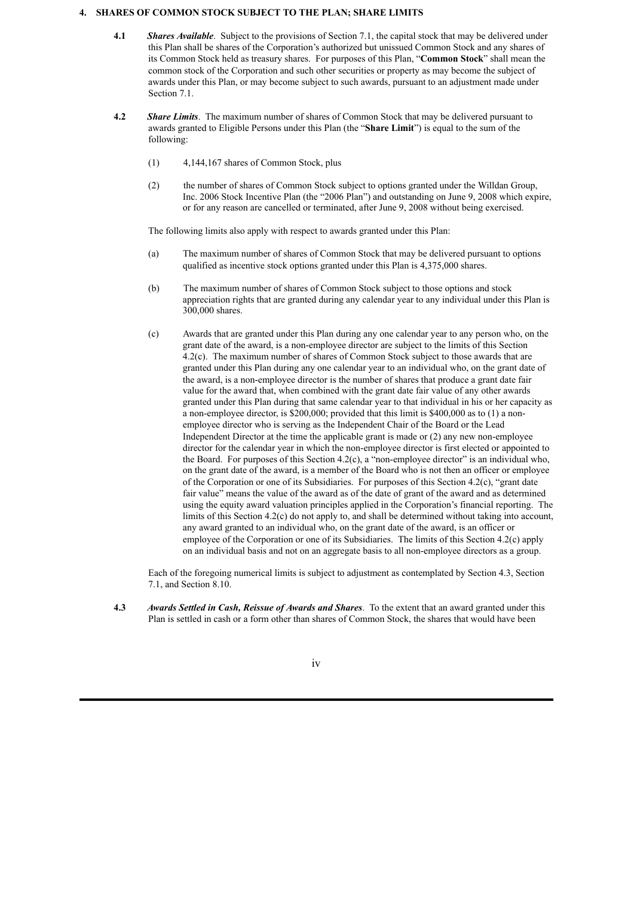## 4. SHARES OF COMMON STOCK SUBJECT TO THE PLAN; SHARE LIMITS

**4.1** ***Shares Available***. Subject to the provisions of Section 7.1, the capital stock that may be delivered under this Plan shall be shares of the Corporation's authorized but unissued Common Stock and any shares of its Common Stock held as treasury shares. For purposes of this Plan, "**Common Stock**" shall mean the common stock of the Corporation and such other securities or property as may become the subject of awards under this Plan, or may become subject to such awards, pursuant to an adjustment made under Section 7.1.

**4.2** ***Share Limits***. The maximum number of shares of Common Stock that may be delivered pursuant to awards granted to Eligible Persons under this Plan (the "**Share Limit**") is equal to the sum of the following:

(1) 4,144,167 shares of Common Stock, plus

(2) the number of shares of Common Stock subject to options granted under the Willdan Group, Inc. 2006 Stock Incentive Plan (the "2006 Plan") and outstanding on June 9, 2008 which expire, or for any reason are cancelled or terminated, after June 9, 2008 without being exercised.

The following limits also apply with respect to awards granted under this Plan:

(a) The maximum number of shares of Common Stock that may be delivered pursuant to options qualified as incentive stock options granted under this Plan is 4,375,000 shares.

(b) The maximum number of shares of Common Stock subject to those options and stock appreciation rights that are granted during any calendar year to any individual under this Plan is 300,000 shares.

(c) Awards that are granted under this Plan during any one calendar year to any person who, on the grant date of the award, is a non-employee director are subject to the limits of this Section 4.2(c). The maximum number of shares of Common Stock subject to those awards that are granted under this Plan during any one calendar year to an individual who, on the grant date of the award, is a non-employee director is the number of shares that produce a grant date fair value for the award that, when combined with the grant date fair value of any other awards granted under this Plan during that same calendar year to that individual in his or her capacity as a non-employee director, is $200,000; provided that this limit is $400,000 as to (1) a non-employee director who is serving as the Independent Chair of the Board or the Lead Independent Director at the time the applicable grant is made or (2) any new non-employee director for the calendar year in which the non-employee director is first elected or appointed to the Board. For purposes of this Section 4.2(c), a "non-employee director" is an individual who, on the grant date of the award, is a member of the Board who is not then an officer or employee of the Corporation or one of its Subsidiaries. For purposes of this Section 4.2(c), "grant date fair value" means the value of the award as of the date of grant of the award and as determined using the equity award valuation principles applied in the Corporation's financial reporting. The limits of this Section 4.2(c) do not apply to, and shall be determined without taking into account, any award granted to an individual who, on the grant date of the award, is an officer or employee of the Corporation or one of its Subsidiaries. The limits of this Section 4.2(c) apply on an individual basis and not on an aggregate basis to all non-employee directors as a group.

Each of the foregoing numerical limits is subject to adjustment as contemplated by Section 4.3, Section 7.1, and Section 8.10.

**4.3** ***Awards Settled in Cash, Reissue of Awards and Shares***. To the extent that an award granted under this Plan is settled in cash or a form other than shares of Common Stock, the shares that would have been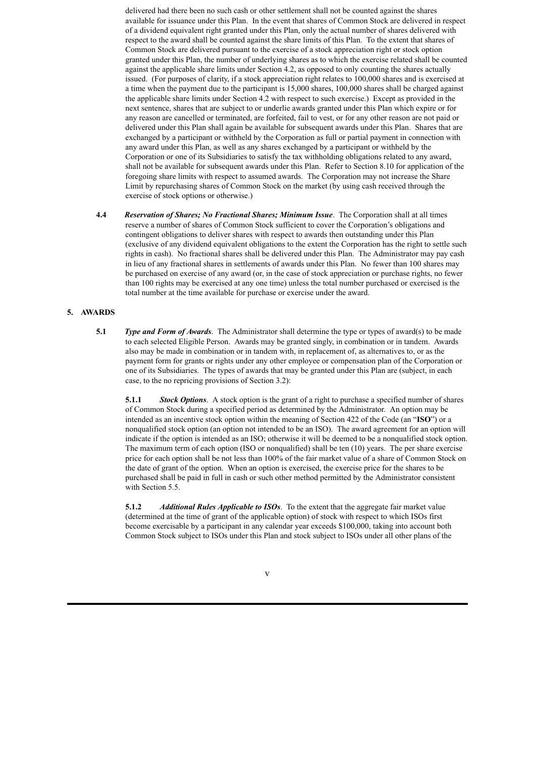delivered had there been no such cash or other settlement shall not be counted against the shares available for issuance under this Plan. In the event that shares of Common Stock are delivered in respect of a dividend equivalent right granted under this Plan, only the actual number of shares delivered with respect to the award shall be counted against the share limits of this Plan. To the extent that shares of Common Stock are delivered pursuant to the exercise of a stock appreciation right or stock option granted under this Plan, the number of underlying shares as to which the exercise related shall be counted against the applicable share limits under Section 4.2, as opposed to only counting the shares actually issued. (For purposes of clarity, if a stock appreciation right relates to 100,000 shares and is exercised at a time when the payment due to the participant is 15,000 shares, 100,000 shares shall be charged against the applicable share limits under Section 4.2 with respect to such exercise.) Except as provided in the next sentence, shares that are subject to or underlie awards granted under this Plan which expire or for any reason are cancelled or terminated, are forfeited, fail to vest, or for any other reason are not paid or delivered under this Plan shall again be available for subsequent awards under this Plan. Shares that are exchanged by a participant or withheld by the Corporation as full or partial payment in connection with any award under this Plan, as well as any shares exchanged by a participant or withheld by the Corporation or one of its Subsidiaries to satisfy the tax withholding obligations related to any award, shall not be available for subsequent awards under this Plan. Refer to Section 8.10 for application of the foregoing share limits with respect to assumed awards. The Corporation may not increase the Share Limit by repurchasing shares of Common Stock on the market (by using cash received through the exercise of stock options or otherwise.)

**4.4** ***Reservation of Shares; No Fractional Shares; Minimum Issue***. The Corporation shall at all times reserve a number of shares of Common Stock sufficient to cover the Corporation's obligations and contingent obligations to deliver shares with respect to awards then outstanding under this Plan (exclusive of any dividend equivalent obligations to the extent the Corporation has the right to settle such rights in cash). No fractional shares shall be delivered under this Plan. The Administrator may pay cash in lieu of any fractional shares in settlements of awards under this Plan. No fewer than 100 shares may be purchased on exercise of any award (or, in the case of stock appreciation or purchase rights, no fewer than 100 rights may be exercised at any one time) unless the total number purchased or exercised is the total number at the time available for purchase or exercise under the award.

## 5. AWARDS

**5.1** ***Type and Form of Awards***. The Administrator shall determine the type or types of award(s) to be made to each selected Eligible Person. Awards may be granted singly, in combination or in tandem. Awards also may be made in combination or in tandem with, in replacement of, as alternatives to, or as the payment form for grants or rights under any other employee or compensation plan of the Corporation or one of its Subsidiaries. The types of awards that may be granted under this Plan are (subject, in each case, to the no repricing provisions of Section 3.2):

**5.1.1** ***Stock Options***. A stock option is the grant of a right to purchase a specified number of shares of Common Stock during a specified period as determined by the Administrator. An option may be intended as an incentive stock option within the meaning of Section 422 of the Code (an "**ISO**") or a nonqualified stock option (an option not intended to be an ISO). The award agreement for an option will indicate if the option is intended as an ISO; otherwise it will be deemed to be a nonqualified stock option. The maximum term of each option (ISO or nonqualified) shall be ten (10) years. The per share exercise price for each option shall be not less than 100% of the fair market value of a share of Common Stock on the date of grant of the option. When an option is exercised, the exercise price for the shares to be purchased shall be paid in full in cash or such other method permitted by the Administrator consistent with Section 5.5.

**5.1.2** ***Additional Rules Applicable to ISOs***. To the extent that the aggregate fair market value (determined at the time of grant of the applicable option) of stock with respect to which ISOs first become exercisable by a participant in any calendar year exceeds $100,000, taking into account both Common Stock subject to ISOs under this Plan and stock subject to ISOs under all other plans of the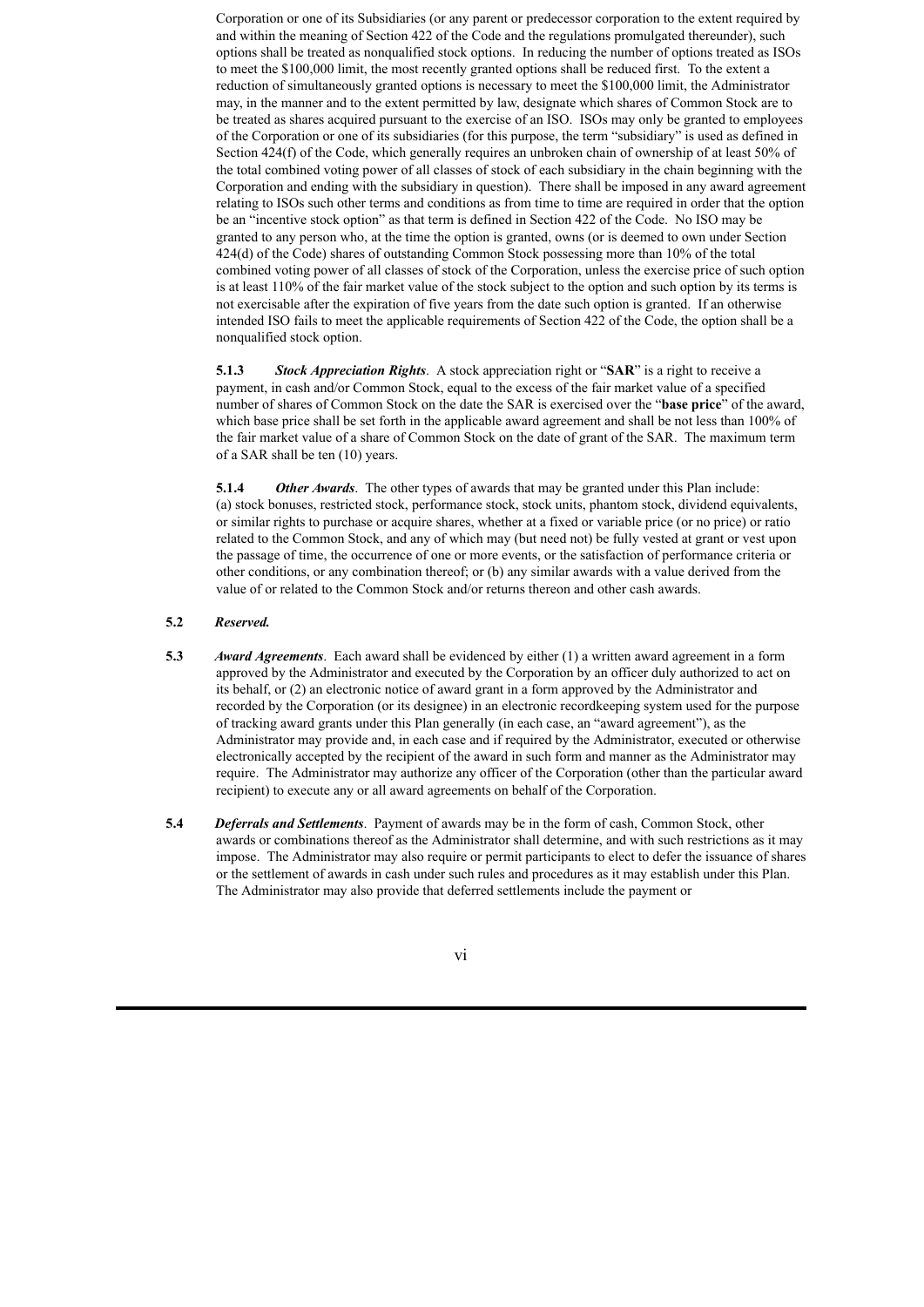Corporation or one of its Subsidiaries (or any parent or predecessor corporation to the extent required by and within the meaning of Section 422 of the Code and the regulations promulgated thereunder), such options shall be treated as nonqualified stock options. In reducing the number of options treated as ISOs to meet the $100,000 limit, the most recently granted options shall be reduced first. To the extent a reduction of simultaneously granted options is necessary to meet the $100,000 limit, the Administrator may, in the manner and to the extent permitted by law, designate which shares of Common Stock are to be treated as shares acquired pursuant to the exercise of an ISO. ISOs may only be granted to employees of the Corporation or one of its subsidiaries (for this purpose, the term "subsidiary" is used as defined in Section 424(f) of the Code, which generally requires an unbroken chain of ownership of at least 50% of the total combined voting power of all classes of stock of each subsidiary in the chain beginning with the Corporation and ending with the subsidiary in question). There shall be imposed in any award agreement relating to ISOs such other terms and conditions as from time to time are required in order that the option be an "incentive stock option" as that term is defined in Section 422 of the Code. No ISO may be granted to any person who, at the time the option is granted, owns (or is deemed to own under Section 424(d) of the Code) shares of outstanding Common Stock possessing more than 10% of the total combined voting power of all classes of stock of the Corporation, unless the exercise price of such option is at least 110% of the fair market value of the stock subject to the option and such option by its terms is not exercisable after the expiration of five years from the date such option is granted. If an otherwise intended ISO fails to meet the applicable requirements of Section 422 of the Code, the option shall be a nonqualified stock option.

**5.1.3** ***Stock Appreciation Rights***. A stock appreciation right or "**SAR**" is a right to receive a payment, in cash and/or Common Stock, equal to the excess of the fair market value of a specified number of shares of Common Stock on the date the SAR is exercised over the "**base price**" of the award, which base price shall be set forth in the applicable award agreement and shall be not less than 100% of the fair market value of a share of Common Stock on the date of grant of the SAR. The maximum term of a SAR shall be ten (10) years.

**5.1.4** ***Other Awards***. The other types of awards that may be granted under this Plan include: (a) stock bonuses, restricted stock, performance stock, stock units, phantom stock, dividend equivalents, or similar rights to purchase or acquire shares, whether at a fixed or variable price (or no price) or ratio related to the Common Stock, and any of which may (but need not) be fully vested at grant or vest upon the passage of time, the occurrence of one or more events, or the satisfaction of performance criteria or other conditions, or any combination thereof; or (b) any similar awards with a value derived from the value of or related to the Common Stock and/or returns thereon and other cash awards.

**5.2** ***Reserved.***

**5.3** ***Award Agreements***. Each award shall be evidenced by either (1) a written award agreement in a form approved by the Administrator and executed by the Corporation by an officer duly authorized to act on its behalf, or (2) an electronic notice of award grant in a form approved by the Administrator and recorded by the Corporation (or its designee) in an electronic recordkeeping system used for the purpose of tracking award grants under this Plan generally (in each case, an "award agreement"), as the Administrator may provide and, in each case and if required by the Administrator, executed or otherwise electronically accepted by the recipient of the award in such form and manner as the Administrator may require. The Administrator may authorize any officer of the Corporation (other than the particular award recipient) to execute any or all award agreements on behalf of the Corporation.

**5.4** ***Deferrals and Settlements***. Payment of awards may be in the form of cash, Common Stock, other awards or combinations thereof as the Administrator shall determine, and with such restrictions as it may impose. The Administrator may also require or permit participants to elect to defer the issuance of shares or the settlement of awards in cash under such rules and procedures as it may establish under this Plan. The Administrator may also provide that deferred settlements include the payment or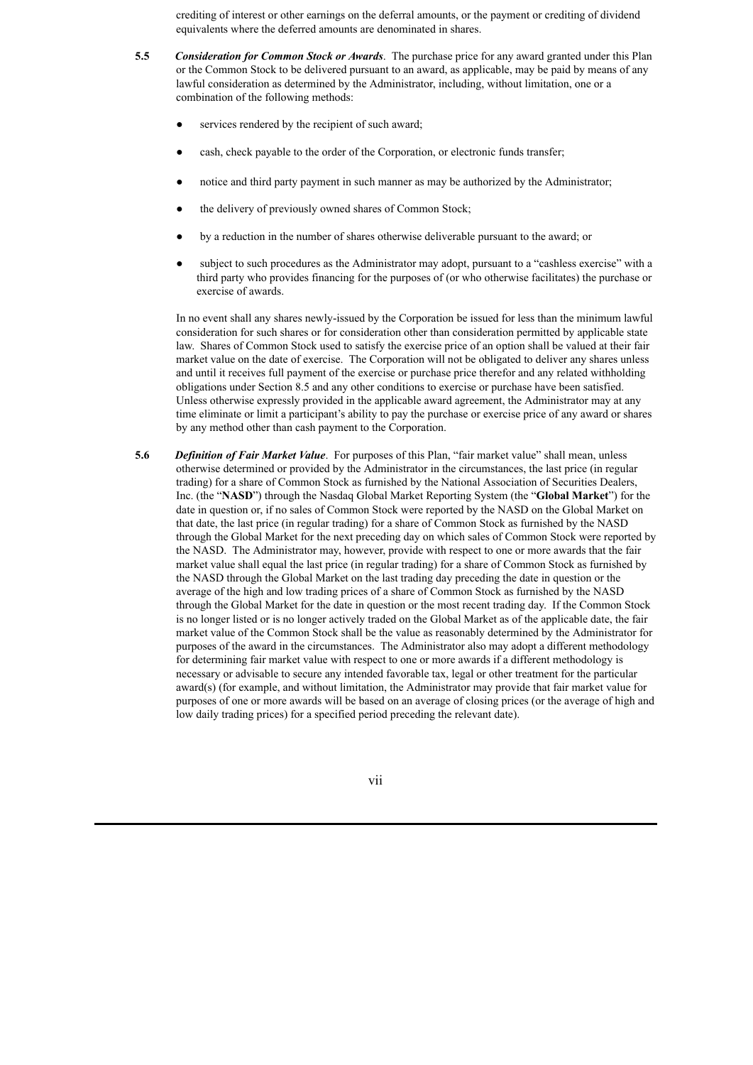crediting of interest or other earnings on the deferral amounts, or the payment or crediting of dividend equivalents where the deferred amounts are denominated in shares.

**5.5** ***Consideration for Common Stock or Awards***. The purchase price for any award granted under this Plan or the Common Stock to be delivered pursuant to an award, as applicable, may be paid by means of any lawful consideration as determined by the Administrator, including, without limitation, one or a combination of the following methods:

- services rendered by the recipient of such award;
- cash, check payable to the order of the Corporation, or electronic funds transfer;
- notice and third party payment in such manner as may be authorized by the Administrator;
- the delivery of previously owned shares of Common Stock;
- by a reduction in the number of shares otherwise deliverable pursuant to the award; or
- subject to such procedures as the Administrator may adopt, pursuant to a "cashless exercise" with a third party who provides financing for the purposes of (or who otherwise facilitates) the purchase or exercise of awards.

In no event shall any shares newly-issued by the Corporation be issued for less than the minimum lawful consideration for such shares or for consideration other than consideration permitted by applicable state law. Shares of Common Stock used to satisfy the exercise price of an option shall be valued at their fair market value on the date of exercise. The Corporation will not be obligated to deliver any shares unless and until it receives full payment of the exercise or purchase price therefor and any related withholding obligations under Section 8.5 and any other conditions to exercise or purchase have been satisfied. Unless otherwise expressly provided in the applicable award agreement, the Administrator may at any time eliminate or limit a participant's ability to pay the purchase or exercise price of any award or shares by any method other than cash payment to the Corporation.

**5.6** ***Definition of Fair Market Value***. For purposes of this Plan, "fair market value" shall mean, unless otherwise determined or provided by the Administrator in the circumstances, the last price (in regular trading) for a share of Common Stock as furnished by the National Association of Securities Dealers, Inc. (the "**NASD**") through the Nasdaq Global Market Reporting System (the "**Global Market**") for the date in question or, if no sales of Common Stock were reported by the NASD on the Global Market on that date, the last price (in regular trading) for a share of Common Stock as furnished by the NASD through the Global Market for the next preceding day on which sales of Common Stock were reported by the NASD. The Administrator may, however, provide with respect to one or more awards that the fair market value shall equal the last price (in regular trading) for a share of Common Stock as furnished by the NASD through the Global Market on the last trading day preceding the date in question or the average of the high and low trading prices of a share of Common Stock as furnished by the NASD through the Global Market for the date in question or the most recent trading day. If the Common Stock is no longer listed or is no longer actively traded on the Global Market as of the applicable date, the fair market value of the Common Stock shall be the value as reasonably determined by the Administrator for purposes of the award in the circumstances. The Administrator also may adopt a different methodology for determining fair market value with respect to one or more awards if a different methodology is necessary or advisable to secure any intended favorable tax, legal or other treatment for the particular award(s) (for example, and without limitation, the Administrator may provide that fair market value for purposes of one or more awards will be based on an average of closing prices (or the average of high and low daily trading prices) for a specified period preceding the relevant date).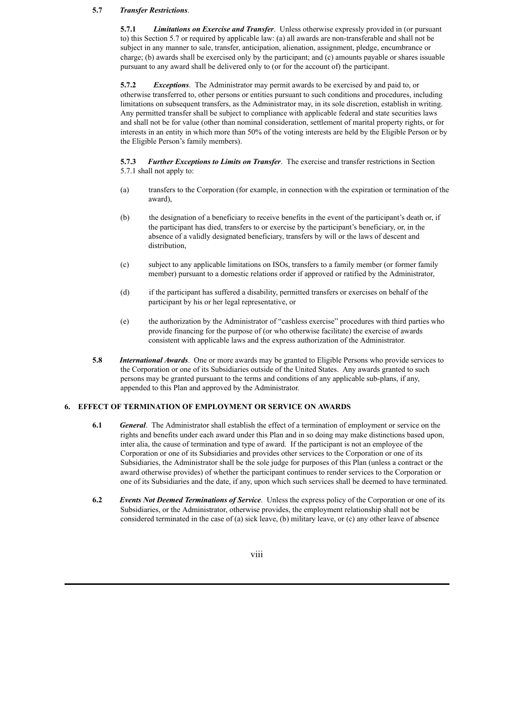**5.7** ***Transfer Restrictions***.

**5.7.1** ***Limitations on Exercise and Transfer***. Unless otherwise expressly provided in (or pursuant to) this Section 5.7 or required by applicable law: (a) all awards are non-transferable and shall not be subject in any manner to sale, transfer, anticipation, alienation, assignment, pledge, encumbrance or charge; (b) awards shall be exercised only by the participant; and (c) amounts payable or shares issuable pursuant to any award shall be delivered only to (or for the account of) the participant.

**5.7.2** ***Exceptions***. The Administrator may permit awards to be exercised by and paid to, or otherwise transferred to, other persons or entities pursuant to such conditions and procedures, including limitations on subsequent transfers, as the Administrator may, in its sole discretion, establish in writing. Any permitted transfer shall be subject to compliance with applicable federal and state securities laws and shall not be for value (other than nominal consideration, settlement of marital property rights, or for interests in an entity in which more than 50% of the voting interests are held by the Eligible Person or by the Eligible Person's family members).

**5.7.3** ***Further Exceptions to Limits on Transfer***. The exercise and transfer restrictions in Section 5.7.1 shall not apply to:

(a) transfers to the Corporation (for example, in connection with the expiration or termination of the award),

(b) the designation of a beneficiary to receive benefits in the event of the participant's death or, if the participant has died, transfers to or exercise by the participant's beneficiary, or, in the absence of a validly designated beneficiary, transfers by will or the laws of descent and distribution,

(c) subject to any applicable limitations on ISOs, transfers to a family member (or former family member) pursuant to a domestic relations order if approved or ratified by the Administrator,

(d) if the participant has suffered a disability, permitted transfers or exercises on behalf of the participant by his or her legal representative, or

(e) the authorization by the Administrator of "cashless exercise" procedures with third parties who provide financing for the purpose of (or who otherwise facilitate) the exercise of awards consistent with applicable laws and the express authorization of the Administrator.

**5.8** ***International Awards***. One or more awards may be granted to Eligible Persons who provide services to the Corporation or one of its Subsidiaries outside of the United States. Any awards granted to such persons may be granted pursuant to the terms and conditions of any applicable sub-plans, if any, appended to this Plan and approved by the Administrator.

## 6. EFFECT OF TERMINATION OF EMPLOYMENT OR SERVICE ON AWARDS

**6.1** ***General***. The Administrator shall establish the effect of a termination of employment or service on the rights and benefits under each award under this Plan and in so doing may make distinctions based upon, inter alia, the cause of termination and type of award. If the participant is not an employee of the Corporation or one of its Subsidiaries and provides other services to the Corporation or one of its Subsidiaries, the Administrator shall be the sole judge for purposes of this Plan (unless a contract or the award otherwise provides) of whether the participant continues to render services to the Corporation or one of its Subsidiaries and the date, if any, upon which such services shall be deemed to have terminated.

**6.2** ***Events Not Deemed Terminations of Service***. Unless the express policy of the Corporation or one of its Subsidiaries, or the Administrator, otherwise provides, the employment relationship shall not be considered terminated in the case of (a) sick leave, (b) military leave, or (c) any other leave of absence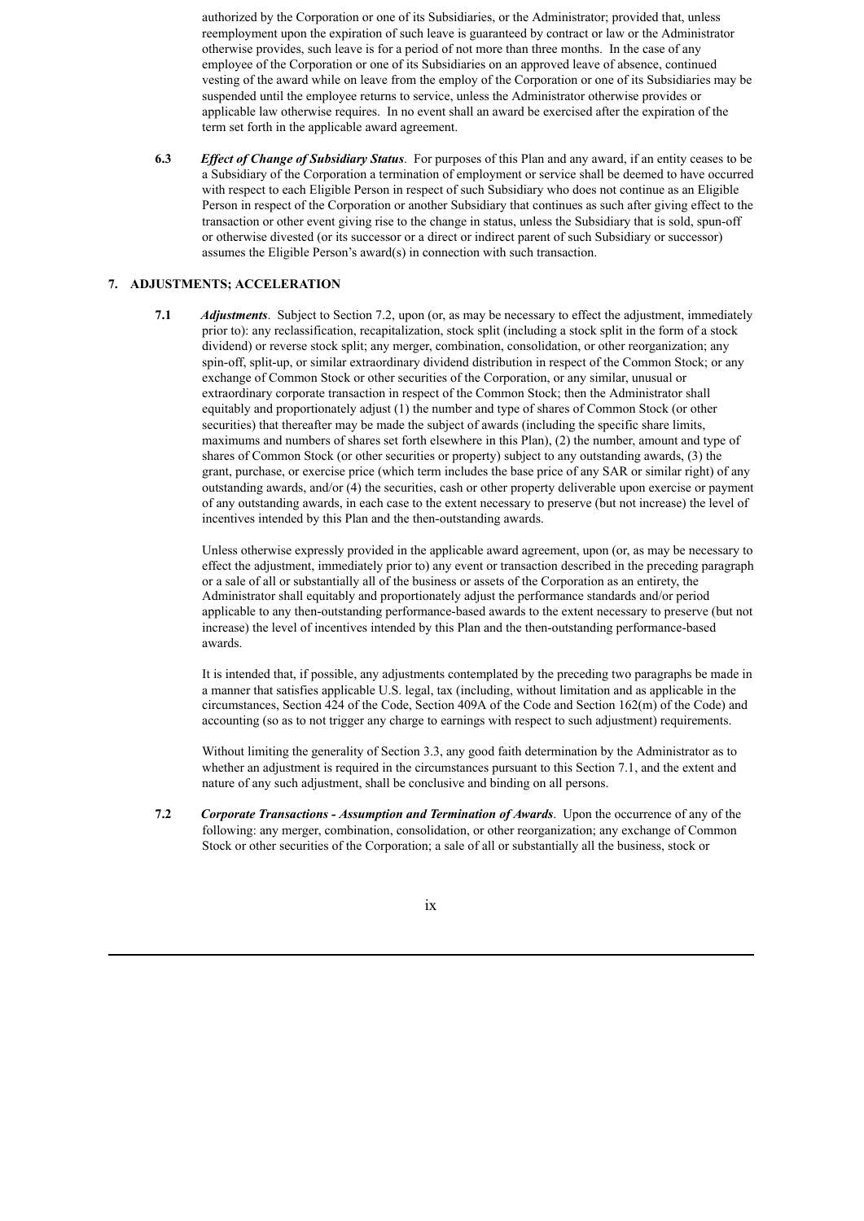authorized by the Corporation or one of its Subsidiaries, or the Administrator; provided that, unless reemployment upon the expiration of such leave is guaranteed by contract or law or the Administrator otherwise provides, such leave is for a period of not more than three months. In the case of any employee of the Corporation or one of its Subsidiaries on an approved leave of absence, continued vesting of the award while on leave from the employ of the Corporation or one of its Subsidiaries may be suspended until the employee returns to service, unless the Administrator otherwise provides or applicable law otherwise requires. In no event shall an award be exercised after the expiration of the term set forth in the applicable award agreement.

**6.3** ***Effect of Change of Subsidiary Status***. For purposes of this Plan and any award, if an entity ceases to be a Subsidiary of the Corporation a termination of employment or service shall be deemed to have occurred with respect to each Eligible Person in respect of such Subsidiary who does not continue as an Eligible Person in respect of the Corporation or another Subsidiary that continues as such after giving effect to the transaction or other event giving rise to the change in status, unless the Subsidiary that is sold, spun-off or otherwise divested (or its successor or a direct or indirect parent of such Subsidiary or successor) assumes the Eligible Person's award(s) in connection with such transaction.

## 7. ADJUSTMENTS; ACCELERATION

**7.1** ***Adjustments***. Subject to Section 7.2, upon (or, as may be necessary to effect the adjustment, immediately prior to): any reclassification, recapitalization, stock split (including a stock split in the form of a stock dividend) or reverse stock split; any merger, combination, consolidation, or other reorganization; any spin-off, split-up, or similar extraordinary dividend distribution in respect of the Common Stock; or any exchange of Common Stock or other securities of the Corporation, or any similar, unusual or extraordinary corporate transaction in respect of the Common Stock; then the Administrator shall equitably and proportionately adjust (1) the number and type of shares of Common Stock (or other securities) that thereafter may be made the subject of awards (including the specific share limits, maximums and numbers of shares set forth elsewhere in this Plan), (2) the number, amount and type of shares of Common Stock (or other securities or property) subject to any outstanding awards, (3) the grant, purchase, or exercise price (which term includes the base price of any SAR or similar right) of any outstanding awards, and/or (4) the securities, cash or other property deliverable upon exercise or payment of any outstanding awards, in each case to the extent necessary to preserve (but not increase) the level of incentives intended by this Plan and the then-outstanding awards.

Unless otherwise expressly provided in the applicable award agreement, upon (or, as may be necessary to effect the adjustment, immediately prior to) any event or transaction described in the preceding paragraph or a sale of all or substantially all of the business or assets of the Corporation as an entirety, the Administrator shall equitably and proportionately adjust the performance standards and/or period applicable to any then-outstanding performance-based awards to the extent necessary to preserve (but not increase) the level of incentives intended by this Plan and the then-outstanding performance-based awards.

It is intended that, if possible, any adjustments contemplated by the preceding two paragraphs be made in a manner that satisfies applicable U.S. legal, tax (including, without limitation and as applicable in the circumstances, Section 424 of the Code, Section 409A of the Code and Section 162(m) of the Code) and accounting (so as to not trigger any charge to earnings with respect to such adjustment) requirements.

Without limiting the generality of Section 3.3, any good faith determination by the Administrator as to whether an adjustment is required in the circumstances pursuant to this Section 7.1, and the extent and nature of any such adjustment, shall be conclusive and binding on all persons.

**7.2** ***Corporate Transactions - Assumption and Termination of Awards***. Upon the occurrence of any of the following: any merger, combination, consolidation, or other reorganization; any exchange of Common Stock or other securities of the Corporation; a sale of all or substantially all the business, stock or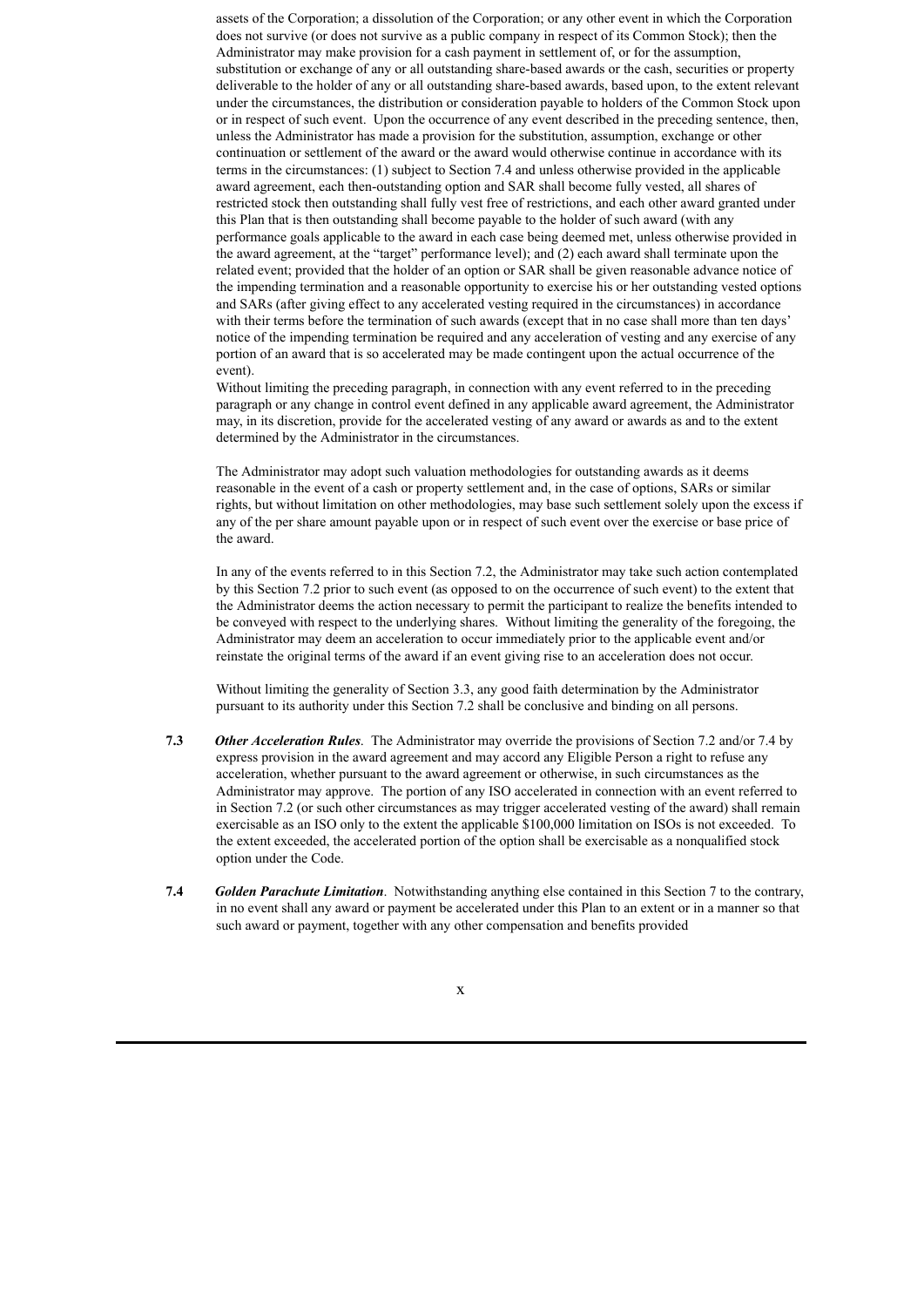assets of the Corporation; a dissolution of the Corporation; or any other event in which the Corporation does not survive (or does not survive as a public company in respect of its Common Stock); then the Administrator may make provision for a cash payment in settlement of, or for the assumption, substitution or exchange of any or all outstanding share-based awards or the cash, securities or property deliverable to the holder of any or all outstanding share-based awards, based upon, to the extent relevant under the circumstances, the distribution or consideration payable to holders of the Common Stock upon or in respect of such event. Upon the occurrence of any event described in the preceding sentence, then, unless the Administrator has made a provision for the substitution, assumption, exchange or other continuation or settlement of the award or the award would otherwise continue in accordance with its terms in the circumstances: (1) subject to Section 7.4 and unless otherwise provided in the applicable award agreement, each then-outstanding option and SAR shall become fully vested, all shares of restricted stock then outstanding shall fully vest free of restrictions, and each other award granted under this Plan that is then outstanding shall become payable to the holder of such award (with any performance goals applicable to the award in each case being deemed met, unless otherwise provided in the award agreement, at the "target" performance level); and (2) each award shall terminate upon the related event; provided that the holder of an option or SAR shall be given reasonable advance notice of the impending termination and a reasonable opportunity to exercise his or her outstanding vested options and SARs (after giving effect to any accelerated vesting required in the circumstances) in accordance with their terms before the termination of such awards (except that in no case shall more than ten days' notice of the impending termination be required and any acceleration of vesting and any exercise of any portion of an award that is so accelerated may be made contingent upon the actual occurrence of the event).

Without limiting the preceding paragraph, in connection with any event referred to in the preceding paragraph or any change in control event defined in any applicable award agreement, the Administrator may, in its discretion, provide for the accelerated vesting of any award or awards as and to the extent determined by the Administrator in the circumstances.

The Administrator may adopt such valuation methodologies for outstanding awards as it deems reasonable in the event of a cash or property settlement and, in the case of options, SARs or similar rights, but without limitation on other methodologies, may base such settlement solely upon the excess if any of the per share amount payable upon or in respect of such event over the exercise or base price of the award.

In any of the events referred to in this Section 7.2, the Administrator may take such action contemplated by this Section 7.2 prior to such event (as opposed to on the occurrence of such event) to the extent that the Administrator deems the action necessary to permit the participant to realize the benefits intended to be conveyed with respect to the underlying shares. Without limiting the generality of the foregoing, the Administrator may deem an acceleration to occur immediately prior to the applicable event and/or reinstate the original terms of the award if an event giving rise to an acceleration does not occur.

Without limiting the generality of Section 3.3, any good faith determination by the Administrator pursuant to its authority under this Section 7.2 shall be conclusive and binding on all persons.

**7.3** ***Other Acceleration Rules***. The Administrator may override the provisions of Section 7.2 and/or 7.4 by express provision in the award agreement and may accord any Eligible Person a right to refuse any acceleration, whether pursuant to the award agreement or otherwise, in such circumstances as the Administrator may approve. The portion of any ISO accelerated in connection with an event referred to in Section 7.2 (or such other circumstances as may trigger accelerated vesting of the award) shall remain exercisable as an ISO only to the extent the applicable $100,000 limitation on ISOs is not exceeded. To the extent exceeded, the accelerated portion of the option shall be exercisable as a nonqualified stock option under the Code.

**7.4** ***Golden Parachute Limitation***. Notwithstanding anything else contained in this Section 7 to the contrary, in no event shall any award or payment be accelerated under this Plan to an extent or in a manner so that such award or payment, together with any other compensation and benefits provided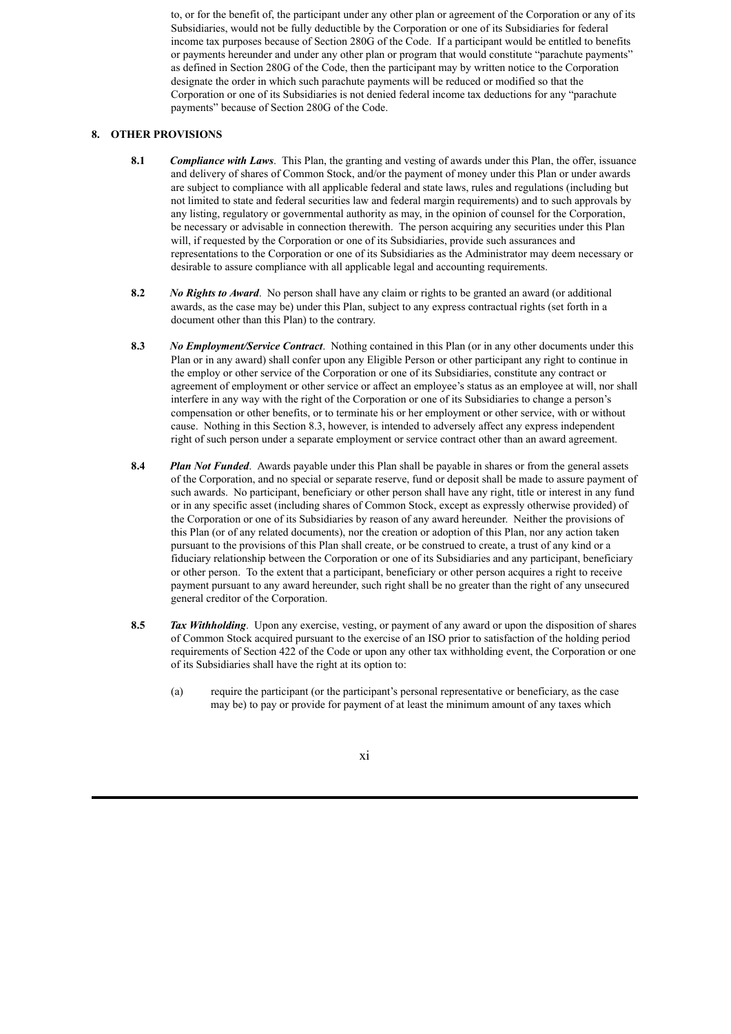to, or for the benefit of, the participant under any other plan or agreement of the Corporation or any of its Subsidiaries, would not be fully deductible by the Corporation or one of its Subsidiaries for federal income tax purposes because of Section 280G of the Code. If a participant would be entitled to benefits or payments hereunder and under any other plan or program that would constitute "parachute payments" as defined in Section 280G of the Code, then the participant may by written notice to the Corporation designate the order in which such parachute payments will be reduced or modified so that the Corporation or one of its Subsidiaries is not denied federal income tax deductions for any "parachute payments" because of Section 280G of the Code.

## 8. OTHER PROVISIONS

**8.1** ***Compliance with Laws***. This Plan, the granting and vesting of awards under this Plan, the offer, issuance and delivery of shares of Common Stock, and/or the payment of money under this Plan or under awards are subject to compliance with all applicable federal and state laws, rules and regulations (including but not limited to state and federal securities law and federal margin requirements) and to such approvals by any listing, regulatory or governmental authority as may, in the opinion of counsel for the Corporation, be necessary or advisable in connection therewith. The person acquiring any securities under this Plan will, if requested by the Corporation or one of its Subsidiaries, provide such assurances and representations to the Corporation or one of its Subsidiaries as the Administrator may deem necessary or desirable to assure compliance with all applicable legal and accounting requirements.

**8.2** ***No Rights to Award***. No person shall have any claim or rights to be granted an award (or additional awards, as the case may be) under this Plan, subject to any express contractual rights (set forth in a document other than this Plan) to the contrary.

**8.3** ***No Employment/Service Contract***. Nothing contained in this Plan (or in any other documents under this Plan or in any award) shall confer upon any Eligible Person or other participant any right to continue in the employ or other service of the Corporation or one of its Subsidiaries, constitute any contract or agreement of employment or other service or affect an employee's status as an employee at will, nor shall interfere in any way with the right of the Corporation or one of its Subsidiaries to change a person's compensation or other benefits, or to terminate his or her employment or other service, with or without cause. Nothing in this Section 8.3, however, is intended to adversely affect any express independent right of such person under a separate employment or service contract other than an award agreement.

**8.4** ***Plan Not Funded***. Awards payable under this Plan shall be payable in shares or from the general assets of the Corporation, and no special or separate reserve, fund or deposit shall be made to assure payment of such awards. No participant, beneficiary or other person shall have any right, title or interest in any fund or in any specific asset (including shares of Common Stock, except as expressly otherwise provided) of the Corporation or one of its Subsidiaries by reason of any award hereunder. Neither the provisions of this Plan (or of any related documents), nor the creation or adoption of this Plan, nor any action taken pursuant to the provisions of this Plan shall create, or be construed to create, a trust of any kind or a fiduciary relationship between the Corporation or one of its Subsidiaries and any participant, beneficiary or other person. To the extent that a participant, beneficiary or other person acquires a right to receive payment pursuant to any award hereunder, such right shall be no greater than the right of any unsecured general creditor of the Corporation.

**8.5** ***Tax Withholding***. Upon any exercise, vesting, or payment of any award or upon the disposition of shares of Common Stock acquired pursuant to the exercise of an ISO prior to satisfaction of the holding period requirements of Section 422 of the Code or upon any other tax withholding event, the Corporation or one of its Subsidiaries shall have the right at its option to:

(a) require the participant (or the participant's personal representative or beneficiary, as the case may be) to pay or provide for payment of at least the minimum amount of any taxes which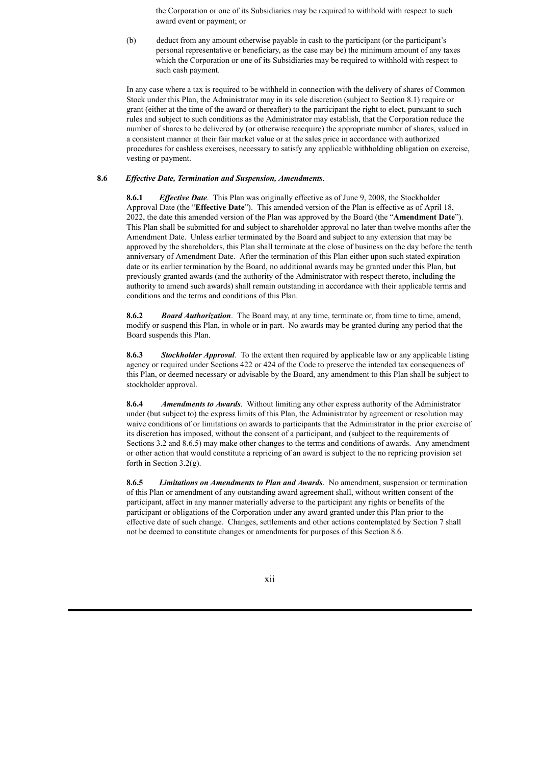the Corporation or one of its Subsidiaries may be required to withhold with respect to such award event or payment; or

(b) deduct from any amount otherwise payable in cash to the participant (or the participant's personal representative or beneficiary, as the case may be) the minimum amount of any taxes which the Corporation or one of its Subsidiaries may be required to withhold with respect to such cash payment.

In any case where a tax is required to be withheld in connection with the delivery of shares of Common Stock under this Plan, the Administrator may in its sole discretion (subject to Section 8.1) require or grant (either at the time of the award or thereafter) to the participant the right to elect, pursuant to such rules and subject to such conditions as the Administrator may establish, that the Corporation reduce the number of shares to be delivered by (or otherwise reacquire) the appropriate number of shares, valued in a consistent manner at their fair market value or at the sales price in accordance with authorized procedures for cashless exercises, necessary to satisfy any applicable withholding obligation on exercise, vesting or payment.

**8.6** ***Effective Date, Termination and Suspension, Amendments***.

**8.6.1** ***Effective Date***. This Plan was originally effective as of June 9, 2008, the Stockholder Approval Date (the "**Effective Date**"). This amended version of the Plan is effective as of April 18, 2022, the date this amended version of the Plan was approved by the Board (the "**Amendment Date**"). This Plan shall be submitted for and subject to shareholder approval no later than twelve months after the Amendment Date. Unless earlier terminated by the Board and subject to any extension that may be approved by the shareholders, this Plan shall terminate at the close of business on the day before the tenth anniversary of Amendment Date. After the termination of this Plan either upon such stated expiration date or its earlier termination by the Board, no additional awards may be granted under this Plan, but previously granted awards (and the authority of the Administrator with respect thereto, including the authority to amend such awards) shall remain outstanding in accordance with their applicable terms and conditions and the terms and conditions of this Plan.

**8.6.2** ***Board Authorization***. The Board may, at any time, terminate or, from time to time, amend, modify or suspend this Plan, in whole or in part. No awards may be granted during any period that the Board suspends this Plan.

**8.6.3** ***Stockholder Approval***. To the extent then required by applicable law or any applicable listing agency or required under Sections 422 or 424 of the Code to preserve the intended tax consequences of this Plan, or deemed necessary or advisable by the Board, any amendment to this Plan shall be subject to stockholder approval.

**8.6.4** ***Amendments to Awards***. Without limiting any other express authority of the Administrator under (but subject to) the express limits of this Plan, the Administrator by agreement or resolution may waive conditions of or limitations on awards to participants that the Administrator in the prior exercise of its discretion has imposed, without the consent of a participant, and (subject to the requirements of Sections 3.2 and 8.6.5) may make other changes to the terms and conditions of awards. Any amendment or other action that would constitute a repricing of an award is subject to the no repricing provision set forth in Section 3.2(g).

**8.6.5** ***Limitations on Amendments to Plan and Awards***. No amendment, suspension or termination of this Plan or amendment of any outstanding award agreement shall, without written consent of the participant, affect in any manner materially adverse to the participant any rights or benefits of the participant or obligations of the Corporation under any award granted under this Plan prior to the effective date of such change. Changes, settlements and other actions contemplated by Section 7 shall not be deemed to constitute changes or amendments for purposes of this Section 8.6.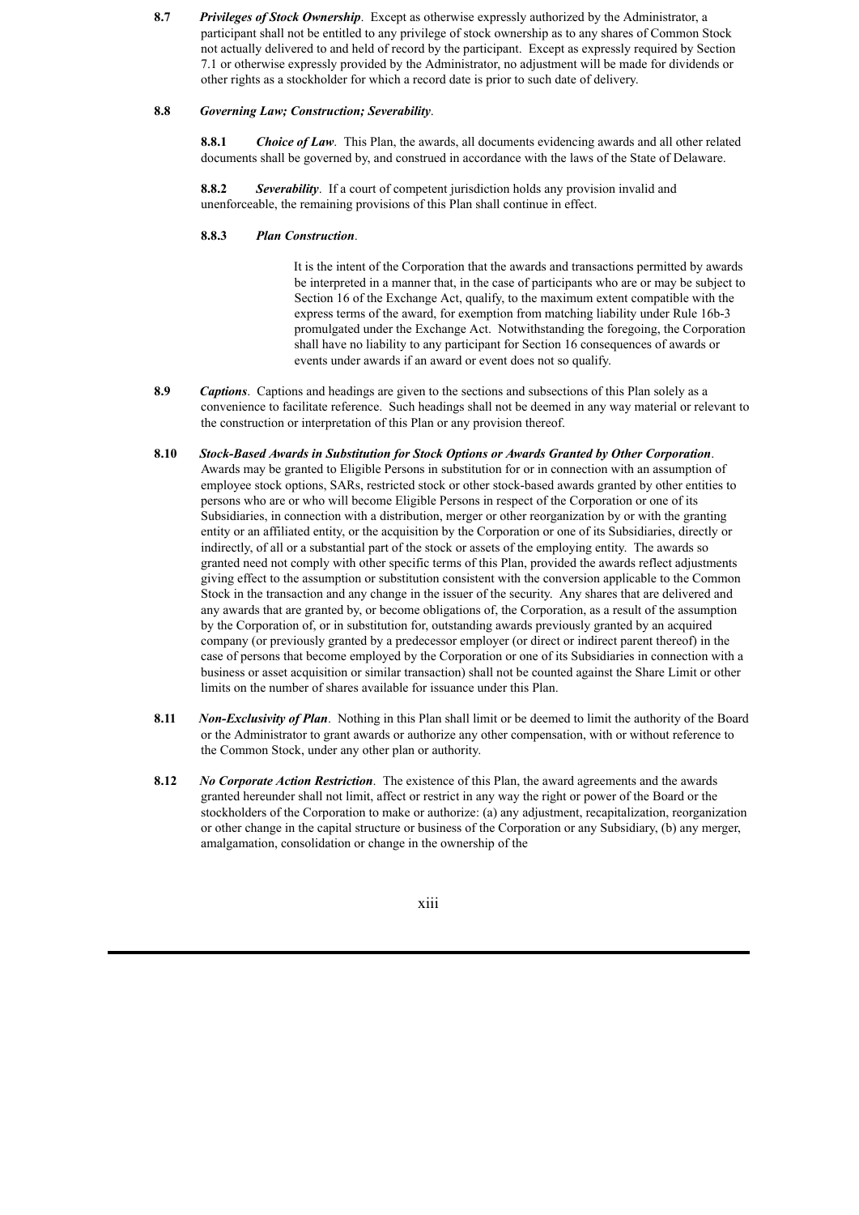**8.7** ***Privileges of Stock Ownership***. Except as otherwise expressly authorized by the Administrator, a participant shall not be entitled to any privilege of stock ownership as to any shares of Common Stock not actually delivered to and held of record by the participant. Except as expressly required by Section 7.1 or otherwise expressly provided by the Administrator, no adjustment will be made for dividends or other rights as a stockholder for which a record date is prior to such date of delivery.

**8.8** ***Governing Law; Construction; Severability***.

**8.8.1** ***Choice of Law***. This Plan, the awards, all documents evidencing awards and all other related documents shall be governed by, and construed in accordance with the laws of the State of Delaware.

**8.8.2** ***Severability***. If a court of competent jurisdiction holds any provision invalid and unenforceable, the remaining provisions of this Plan shall continue in effect.

**8.8.3** ***Plan Construction***.

It is the intent of the Corporation that the awards and transactions permitted by awards be interpreted in a manner that, in the case of participants who are or may be subject to Section 16 of the Exchange Act, qualify, to the maximum extent compatible with the express terms of the award, for exemption from matching liability under Rule 16b-3 promulgated under the Exchange Act. Notwithstanding the foregoing, the Corporation shall have no liability to any participant for Section 16 consequences of awards or events under awards if an award or event does not so qualify.

**8.9** ***Captions***. Captions and headings are given to the sections and subsections of this Plan solely as a convenience to facilitate reference. Such headings shall not be deemed in any way material or relevant to the construction or interpretation of this Plan or any provision thereof.

**8.10** ***Stock-Based Awards in Substitution for Stock Options or Awards Granted by Other Corporation***. Awards may be granted to Eligible Persons in substitution for or in connection with an assumption of employee stock options, SARs, restricted stock or other stock-based awards granted by other entities to persons who are or who will become Eligible Persons in respect of the Corporation or one of its Subsidiaries, in connection with a distribution, merger or other reorganization by or with the granting entity or an affiliated entity, or the acquisition by the Corporation or one of its Subsidiaries, directly or indirectly, of all or a substantial part of the stock or assets of the employing entity. The awards so granted need not comply with other specific terms of this Plan, provided the awards reflect adjustments giving effect to the assumption or substitution consistent with the conversion applicable to the Common Stock in the transaction and any change in the issuer of the security. Any shares that are delivered and any awards that are granted by, or become obligations of, the Corporation, as a result of the assumption by the Corporation of, or in substitution for, outstanding awards previously granted by an acquired company (or previously granted by a predecessor employer (or direct or indirect parent thereof) in the case of persons that become employed by the Corporation or one of its Subsidiaries in connection with a business or asset acquisition or similar transaction) shall not be counted against the Share Limit or other limits on the number of shares available for issuance under this Plan.

**8.11** ***Non-Exclusivity of Plan***. Nothing in this Plan shall limit or be deemed to limit the authority of the Board or the Administrator to grant awards or authorize any other compensation, with or without reference to the Common Stock, under any other plan or authority.

**8.12** ***No Corporate Action Restriction***. The existence of this Plan, the award agreements and the awards granted hereunder shall not limit, affect or restrict in any way the right or power of the Board or the stockholders of the Corporation to make or authorize: (a) any adjustment, recapitalization, reorganization or other change in the capital structure or business of the Corporation or any Subsidiary, (b) any merger, amalgamation, consolidation or change in the ownership of the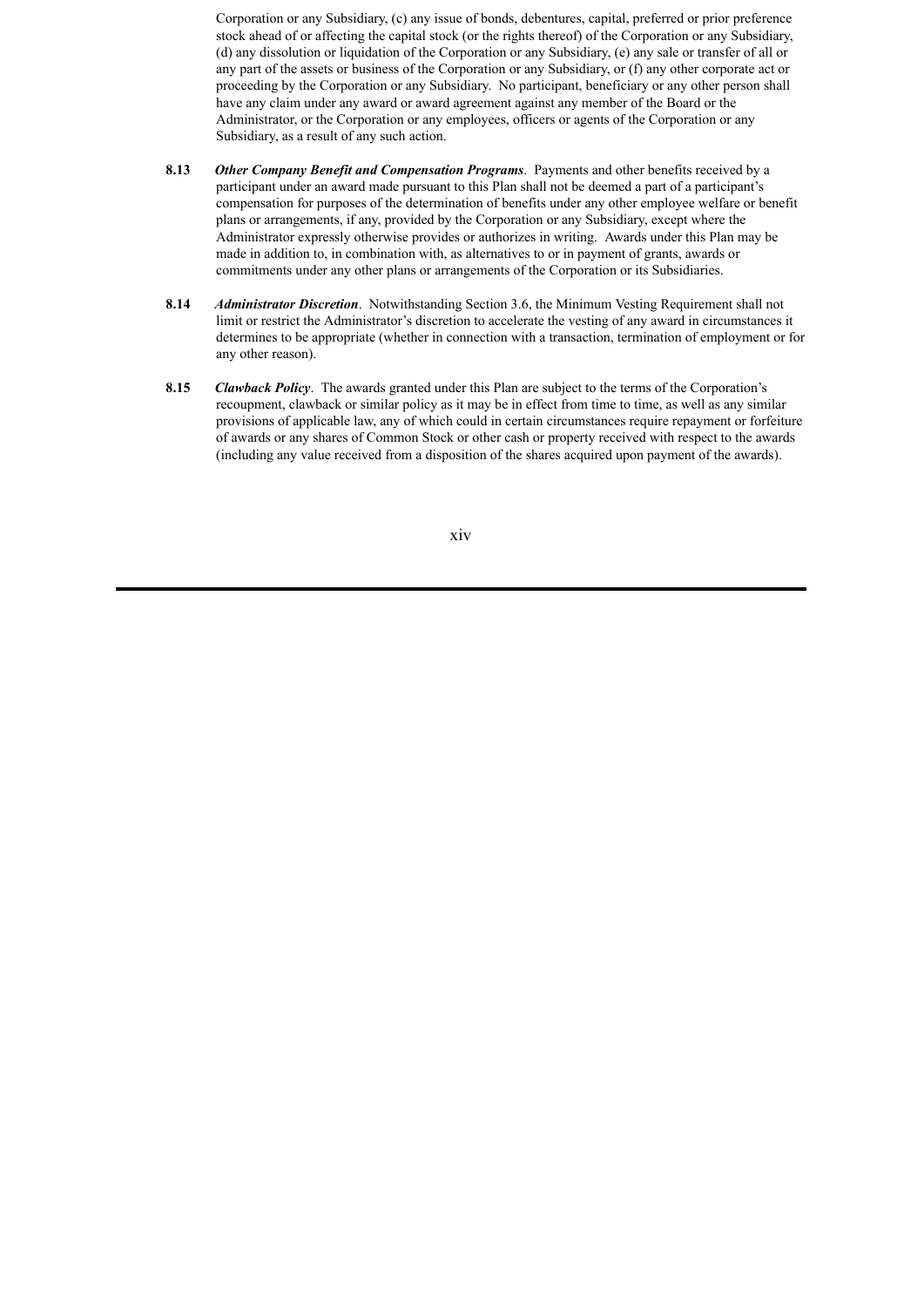Corporation or any Subsidiary, (c) any issue of bonds, debentures, capital, preferred or prior preference stock ahead of or affecting the capital stock (or the rights thereof) of the Corporation or any Subsidiary, (d) any dissolution or liquidation of the Corporation or any Subsidiary, (e) any sale or transfer of all or any part of the assets or business of the Corporation or any Subsidiary, or (f) any other corporate act or proceeding by the Corporation or any Subsidiary. No participant, beneficiary or any other person shall have any claim under any award or award agreement against any member of the Board or the Administrator, or the Corporation or any employees, officers or agents of the Corporation or any Subsidiary, as a result of any such action.

**8.13** ***Other Company Benefit and Compensation Programs***. Payments and other benefits received by a participant under an award made pursuant to this Plan shall not be deemed a part of a participant's compensation for purposes of the determination of benefits under any other employee welfare or benefit plans or arrangements, if any, provided by the Corporation or any Subsidiary, except where the Administrator expressly otherwise provides or authorizes in writing. Awards under this Plan may be made in addition to, in combination with, as alternatives to or in payment of grants, awards or commitments under any other plans or arrangements of the Corporation or its Subsidiaries.

**8.14** ***Administrator Discretion***. Notwithstanding Section 3.6, the Minimum Vesting Requirement shall not limit or restrict the Administrator's discretion to accelerate the vesting of any award in circumstances it determines to be appropriate (whether in connection with a transaction, termination of employment or for any other reason).

**8.15** ***Clawback Policy***. The awards granted under this Plan are subject to the terms of the Corporation's recoupment, clawback or similar policy as it may be in effect from time to time, as well as any similar provisions of applicable law, any of which could in certain circumstances require repayment or forfeiture of awards or any shares of Common Stock or other cash or property received with respect to the awards (including any value received from a disposition of the shares acquired upon payment of the awards).